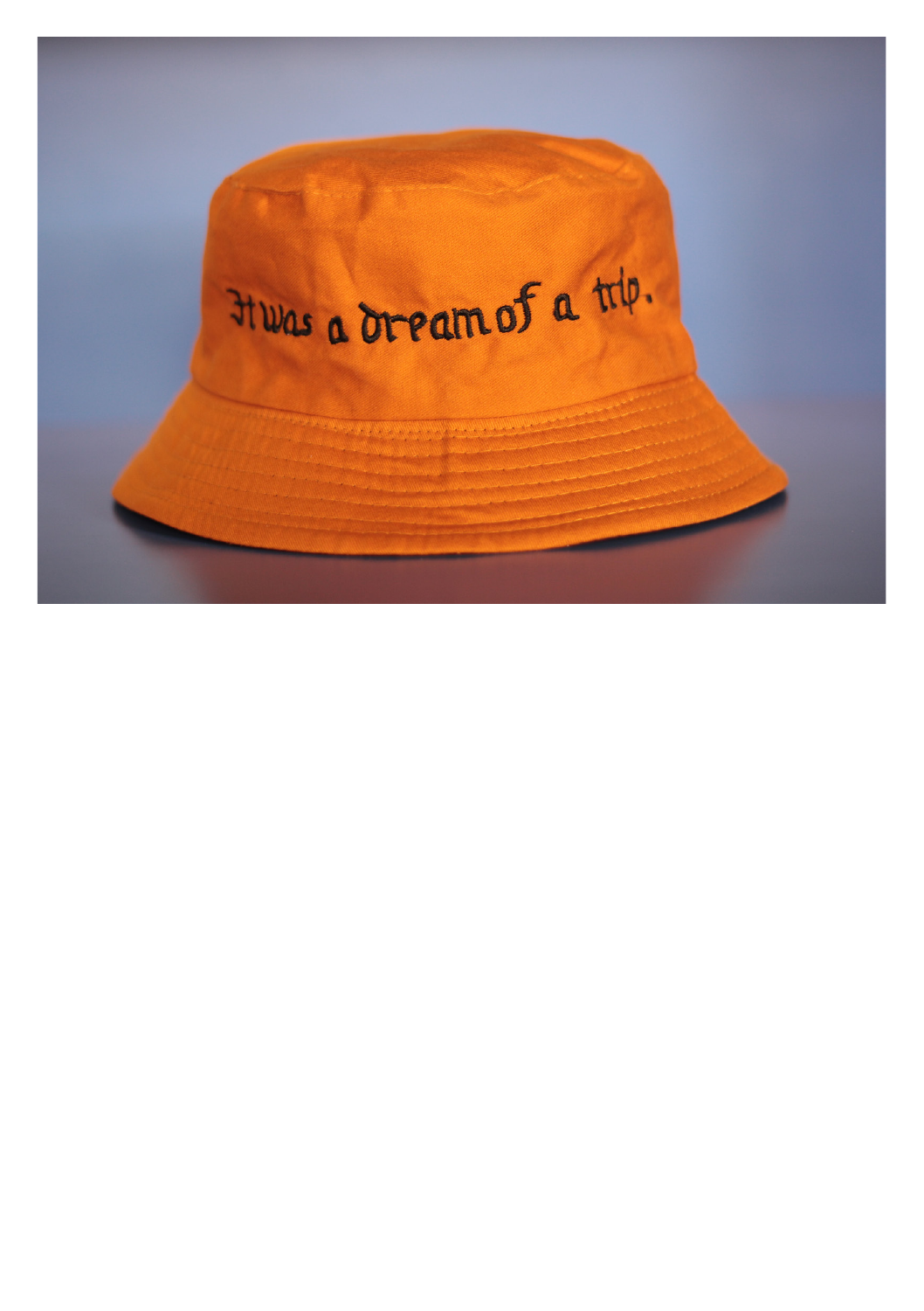It was a dream of a trip.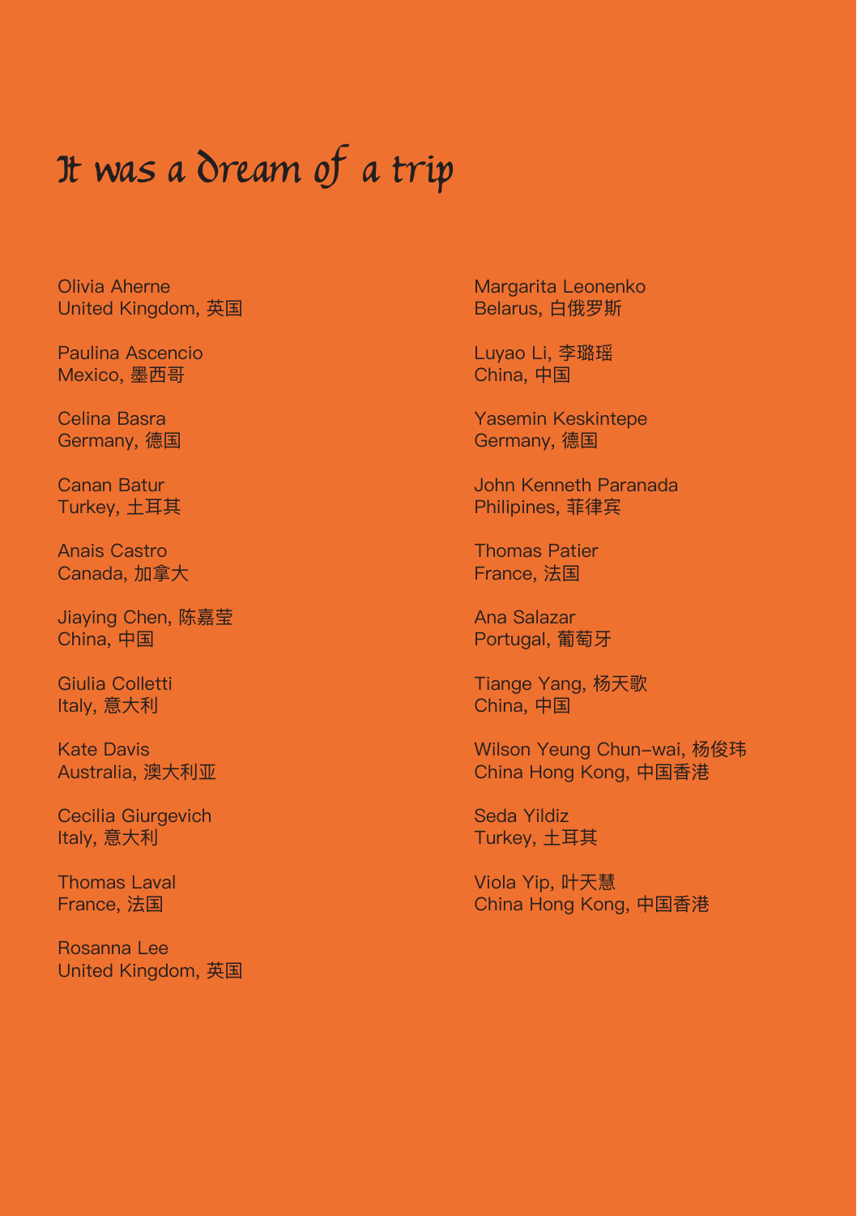# It was a dream of a trip

Olivia Aherne
United Kingdom, 英国

Paulina Ascencio
Mexico, 墨西哥

Celina Basra
Germany, 德国

Canan Batur
Turkey, 土耳其

Anais Castro
Canada, 加拿大

Jiaying Chen, 陈嘉莹
China, 中国

Giulia Colletti
Italy, 意大利

Kate Davis
Australia, 澳大利亚

Cecilia Giurgevich
Italy, 意大利

Thomas Laval
France, 法国

Rosanna Lee
United Kingdom, 英国

Margarita Leonenko
Belarus, 白俄罗斯

Luyao Li, 李璐瑶
China, 中国

Yasemin Keskintepe
Germany, 德国

John Kenneth Paranada
Philipines, 菲律宾

Thomas Patier
France, 法国

Ana Salazar
Portugal, 葡萄牙

Tiange Yang, 杨天歌
China, 中国

Wilson Yeung Chun-wai, 杨俊玮
China Hong Kong, 中国香港

Seda Yildiz
Turkey, 土耳其

Viola Yip, 叶天慧
China Hong Kong, 中国香港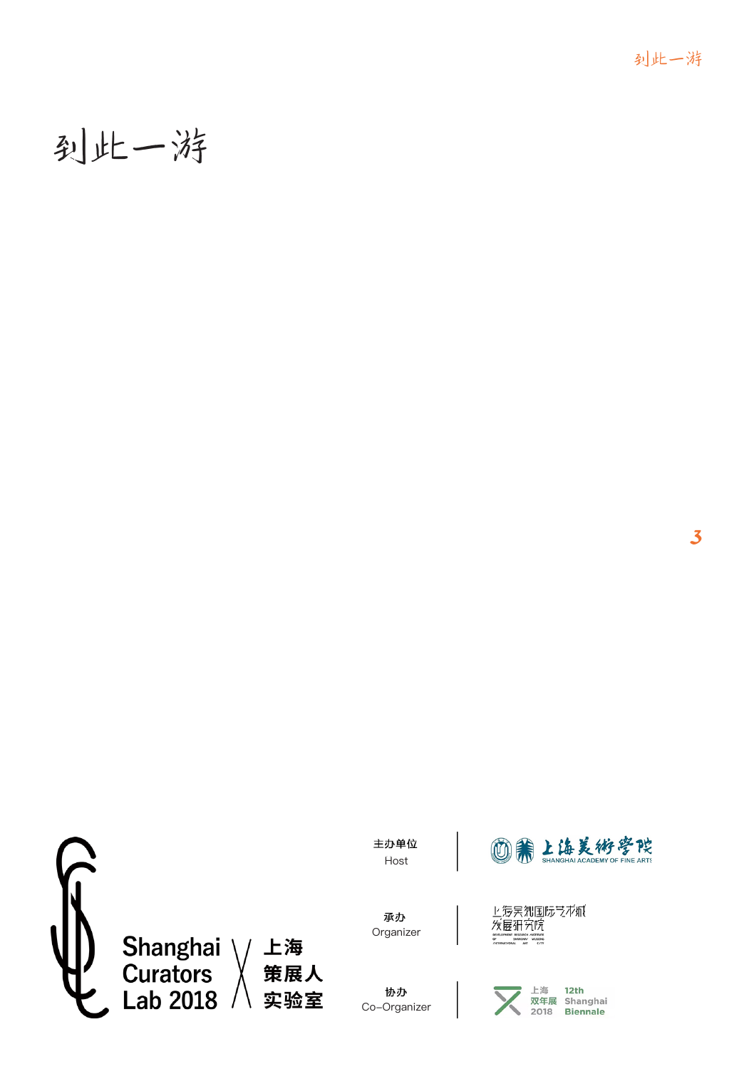# 到此一游

Shanghai Curators Lab 2018 上海策展人实验室

主办单位
Host

上海美術學院
SHANGHAI ACADEMY OF FINE ARTS

承办
Organizer

上海吴淞国际艺术城发展研究院

协办
Co-Organizer

上海双年展 2018
12th Shanghai Biennale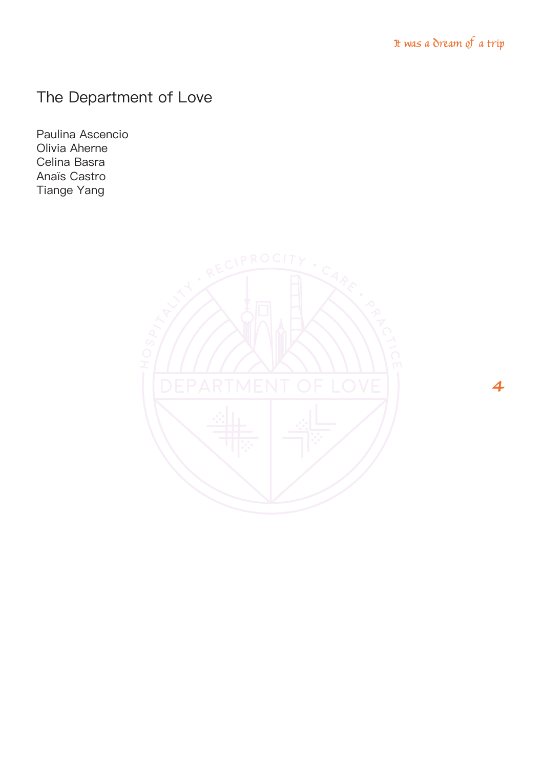# The Department of Love

Paulina Ascencio
Olivia Aherne
Celina Basra
Anaïs Castro
Tiange Yang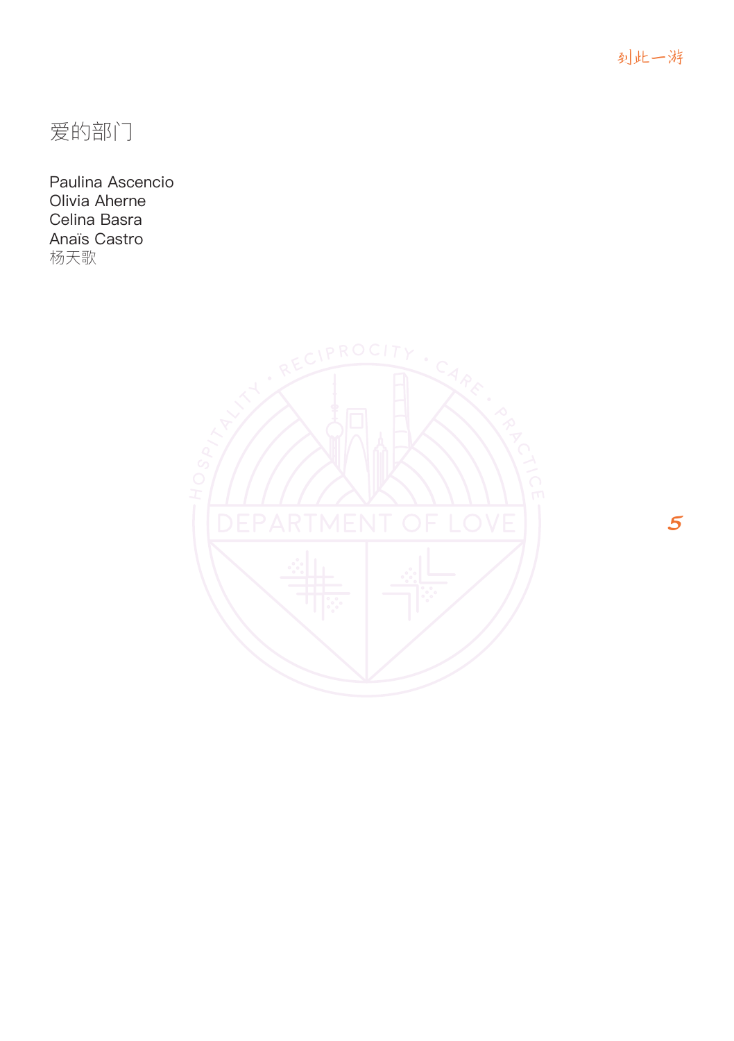# 爱的部门

Paulina Ascencio  
Olivia Aherne  
Celina Basra  
Anaïs Castro  
杨天歌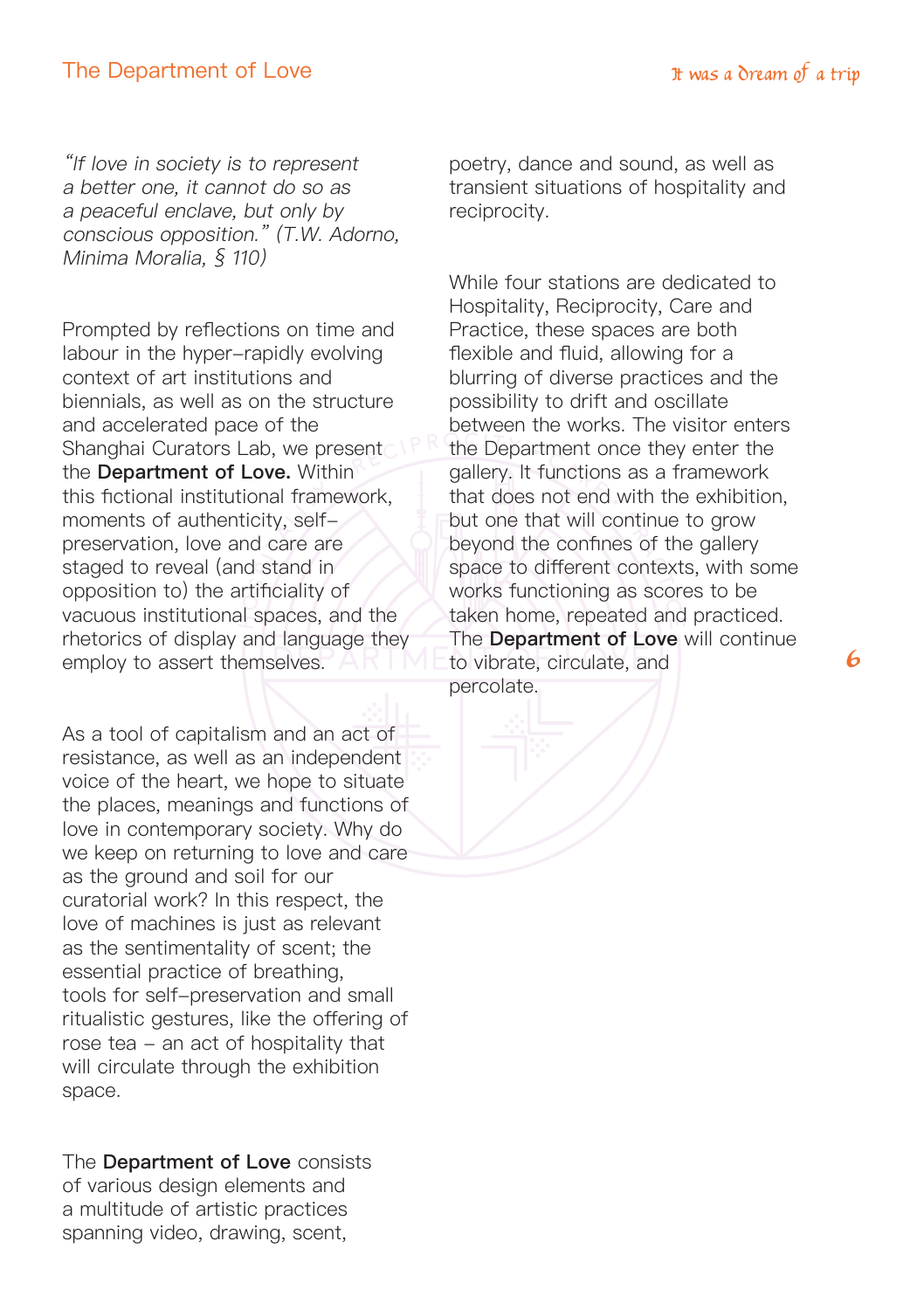*"If love in society is to represent a better one, it cannot do so as a peaceful enclave, but only by conscious opposition." (T.W. Adorno, Minima Moralia, § 110)*

Prompted by reflections on time and labour in the hyper-rapidly evolving context of art institutions and biennials, as well as on the structure and accelerated pace of the Shanghai Curators Lab, we present the **Department of Love.** Within this fictional institutional framework, moments of authenticity, self-preservation, love and care are staged to reveal (and stand in opposition to) the artificiality of vacuous institutional spaces, and the rhetorics of display and language they employ to assert themselves.

As a tool of capitalism and an act of resistance, as well as an independent voice of the heart, we hope to situate the places, meanings and functions of love in contemporary society. Why do we keep on returning to love and care as the ground and soil for our curatorial work? In this respect, the love of machines is just as relevant as the sentimentality of scent; the essential practice of breathing, tools for self-preservation and small ritualistic gestures, like the offering of rose tea – an act of hospitality that will circulate through the exhibition space.

The **Department of Love** consists of various design elements and a multitude of artistic practices spanning video, drawing, scent, poetry, dance and sound, as well as transient situations of hospitality and reciprocity.

While four stations are dedicated to Hospitality, Reciprocity, Care and Practice, these spaces are both flexible and fluid, allowing for a blurring of diverse practices and the possibility to drift and oscillate between the works. The visitor enters the Department once they enter the gallery. It functions as a framework that does not end with the exhibition, but one that will continue to grow beyond the confines of the gallery space to different contexts, with some works functioning as scores to be taken home, repeated and practiced. The **Department of Love** will continue to vibrate, circulate, and percolate.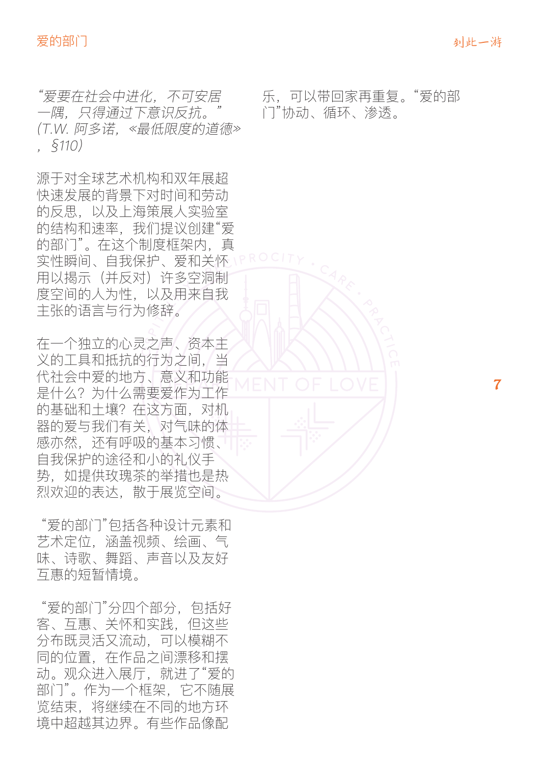*“爱要在社会中进化，不可安居一隅，只得通过下意识反抗。”（T.W. 阿多诺，«最低限度的道德»，§110）*

源于对全球艺术机构和双年展超快速发展的背景下对时间和劳动的反思，以及上海策展人实验室的结构和速率，我们提议创建“爱的部门”。在这个制度框架内，真实性瞬间、自我保护、爱和关怀用以揭示（并反对）许多空洞制度空间的人为性，以及用来自我主张的语言与行为修辞。

在一个独立的心灵之声、资本主义的工具和抵抗的行为之间，当代社会中爱的地方、意义和功能是什么？为什么需要爱作为工作的基础和土壤？在这方面，对机器的爱与我们有关，对气味的体感亦然，还有呼吸的基本习惯、自我保护的途径和小的礼仪手势，如提供玫瑰茶的举措也是热烈欢迎的表达，散于展览空间。

“爱的部门”包括各种设计元素和艺术定位，涵盖视频、绘画、气味、诗歌、舞蹈、声音以及友好互惠的短暂情境。

“爱的部门”分四个部分，包括好客、互惠、关怀和实践，但这些分布既灵活又流动，可以模糊不同的位置，在作品之间漂移和摆动。观众进入展厅，就进了“爱的部门”。作为一个框架，它不随展览结束，将继续在不同的地方环境中超越其边界。有些作品像配乐，可以带回家再重复。“爱的部门”协动、循环、渗透。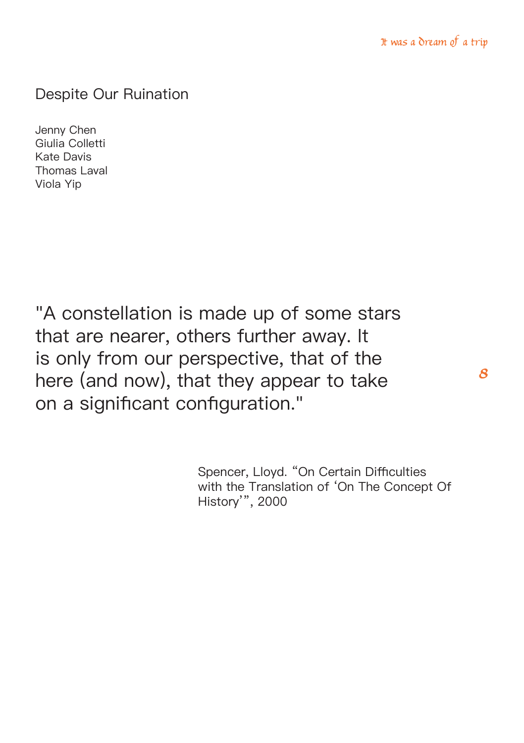# Despite Our Ruination

Jenny Chen
Giulia Colletti
Kate Davis
Thomas Laval
Viola Yip

"A constellation is made up of some stars that are nearer, others further away. It is only from our perspective, that of the here (and now), that they appear to take on a significant configuration."

Spencer, Lloyd. "On Certain Difficulties with the Translation of 'On The Concept Of History'", 2000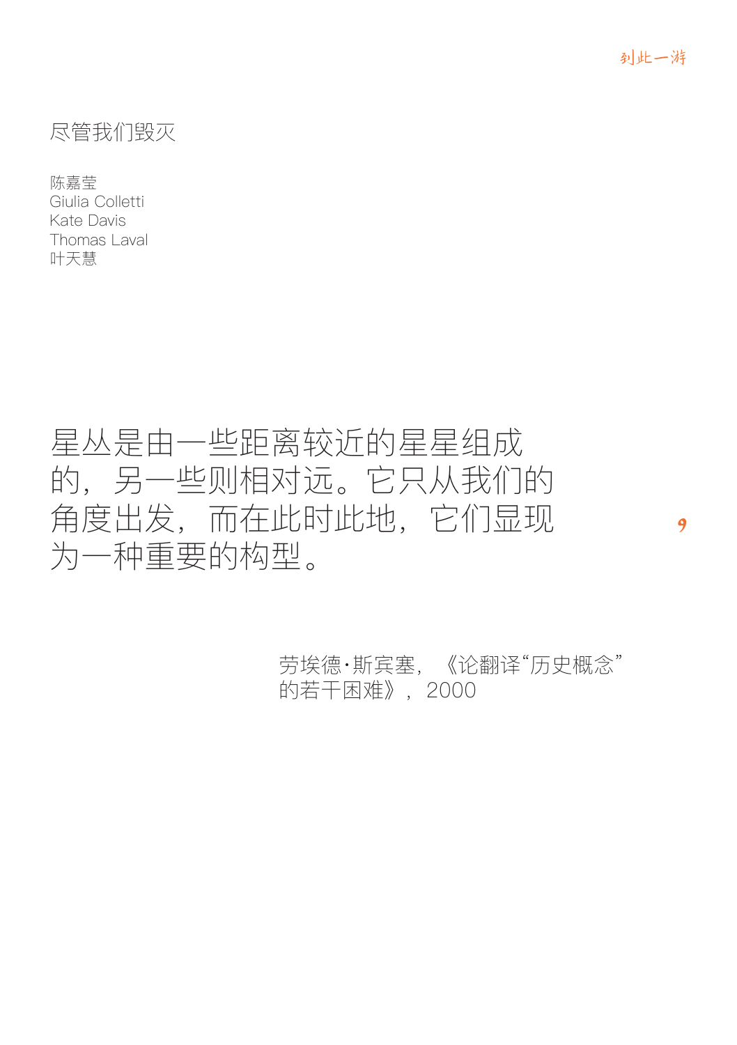# 尽管我们毁灭

陈嘉莹
Giulia Colletti
Kate Davis
Thomas Laval
叶天慧

星丛是由一些距离较近的星星组成的，另一些则相对远。它只从我们的角度出发，而在此时此地，它们显现为一种重要的构型。

劳埃德·斯宾塞，《论翻译“历史概念”的若干困难》，2000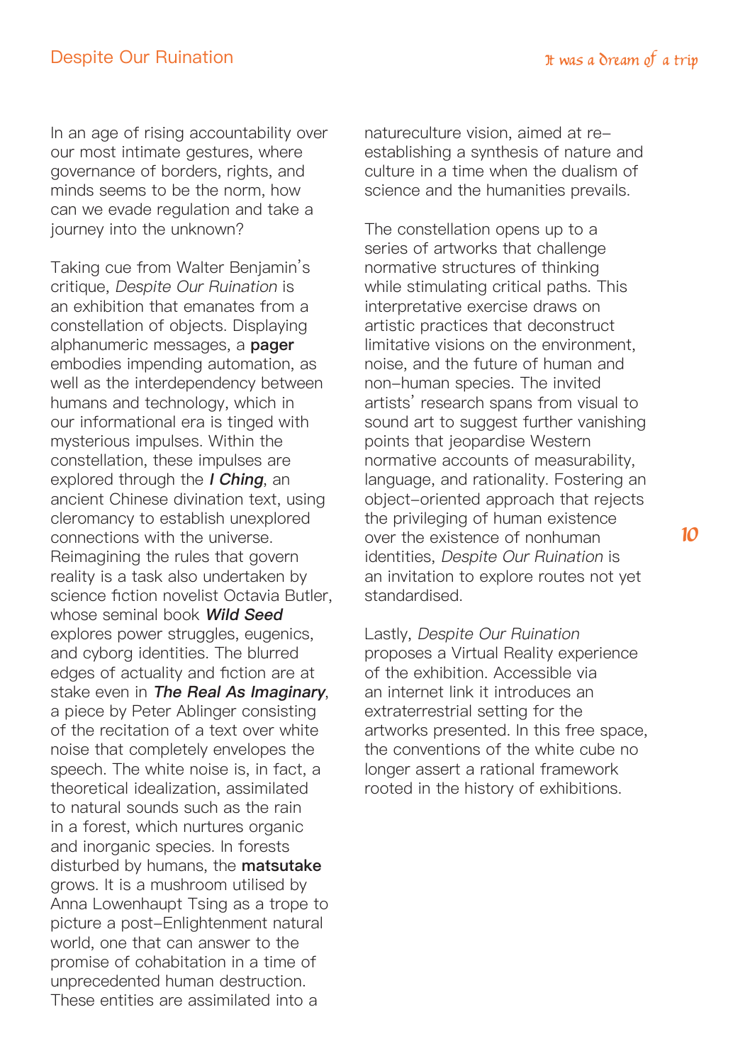In an age of rising accountability over our most intimate gestures, where governance of borders, rights, and minds seems to be the norm, how can we evade regulation and take a journey into the unknown?

Taking cue from Walter Benjamin's critique, *Despite Our Ruination* is an exhibition that emanates from a constellation of objects. Displaying alphanumeric messages, a **pager** embodies impending automation, as well as the interdependency between humans and technology, which in our informational era is tinged with mysterious impulses. Within the constellation, these impulses are explored through the ***I Ching***, an ancient Chinese divination text, using cleromancy to establish unexplored connections with the universe. Reimagining the rules that govern reality is a task also undertaken by science fiction novelist Octavia Butler, whose seminal book ***Wild Seed*** explores power struggles, eugenics, and cyborg identities. The blurred edges of actuality and fiction are at stake even in ***The Real As Imaginary***, a piece by Peter Ablinger consisting of the recitation of a text over white noise that completely envelopes the speech. The white noise is, in fact, a theoretical idealization, assimilated to natural sounds such as the rain in a forest, which nurtures organic and inorganic species. In forests disturbed by humans, the **matsutake** grows. It is a mushroom utilised by Anna Lowenhaupt Tsing as a trope to picture a post-Enlightenment natural world, one that can answer to the promise of cohabitation in a time of unprecedented human destruction. These entities are assimilated into a natureculture vision, aimed at re-establishing a synthesis of nature and culture in a time when the dualism of science and the humanities prevails.

The constellation opens up to a series of artworks that challenge normative structures of thinking while stimulating critical paths. This interpretative exercise draws on artistic practices that deconstruct limitative visions on the environment, noise, and the future of human and non-human species. The invited artists' research spans from visual to sound art to suggest further vanishing points that jeopardise Western normative accounts of measurability, language, and rationality. Fostering an object-oriented approach that rejects the privileging of human existence over the existence of nonhuman identities, *Despite Our Ruination* is an invitation to explore routes not yet standardised.

Lastly, *Despite Our Ruination* proposes a Virtual Reality experience of the exhibition. Accessible via an internet link it introduces an extraterrestrial setting for the artworks presented. In this free space, the conventions of the white cube no longer assert a rational framework rooted in the history of exhibitions.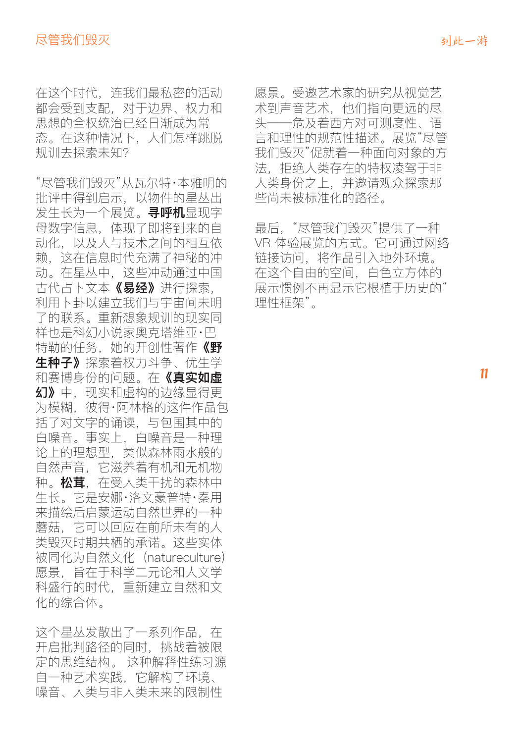在这个时代，连我们最私密的活动都会受到支配，对于边界、权力和思想的全权统治已经日渐成为常态。在这种情况下，人们怎样跳脱规训去探索未知？

“尽管我们毁灭”从瓦尔特·本雅明的批评中得到启示，以物件的星丛出发生长为一个展览。**寻呼机**显现字母数字信息，体现了即将到来的自动化，以及人与技术之间的相互依赖，这在信息时代充满了神秘的冲动。在星丛中，这些冲动通过中国古代占卜文本**《易经》**进行探索，利用卜卦以建立我们与宇宙间未明了的联系。重新想象规训的现实同样也是科幻小说家奥克塔维亚·巴特勒的任务，她的开创性著作**《野生种子》**探索着权力斗争、优生学和赛博身份的问题。在**《真实如虚幻》**中，现实和虚构的边缘显得更为模糊，彼得·阿林格的这件作品包括了对文字的诵读，与包围其中的白噪音。事实上，白噪音是一种理论上的理想型，类似森林雨水般的自然声音，它滋养着有机和无机物种。**松茸**，在受人类干扰的森林中生长。它是安娜·洛文豪普特·秦用来描绘后启蒙运动自然世界的一种蘑菇，它可以回应在前所未有的人类毁灭时期共栖的承诺。这些实体被同化为自然文化（natureculture）愿景，旨在于科学二元论和人文学科盛行的时代，重新建立自然和文化的综合体。

这个星丛发散出了一系列作品，在开启批判路径的同时，挑战着被限定的思维结构。 这种解释性练习源自一种艺术实践，它解构了环境、噪音、人类与非人类未来的限制性愿景。受邀艺术家的研究从视觉艺术到声音艺术，他们指向更远的尽头——危及着西方对可测度性、语言和理性的规范性描述。展览“尽管我们毁灭”促就着一种面向对象的方法，拒绝人类存在的特权凌驾于非人类身份之上，并邀请观众探索那些尚未被标准化的路径。

最后，“尽管我们毁灭”提供了一种 VR 体验展览的方式。它可通过网络链接访问，将作品引入地外环境。在这个自由的空间，白色立方体的展示惯例不再显示它根植于历史的“理性框架”。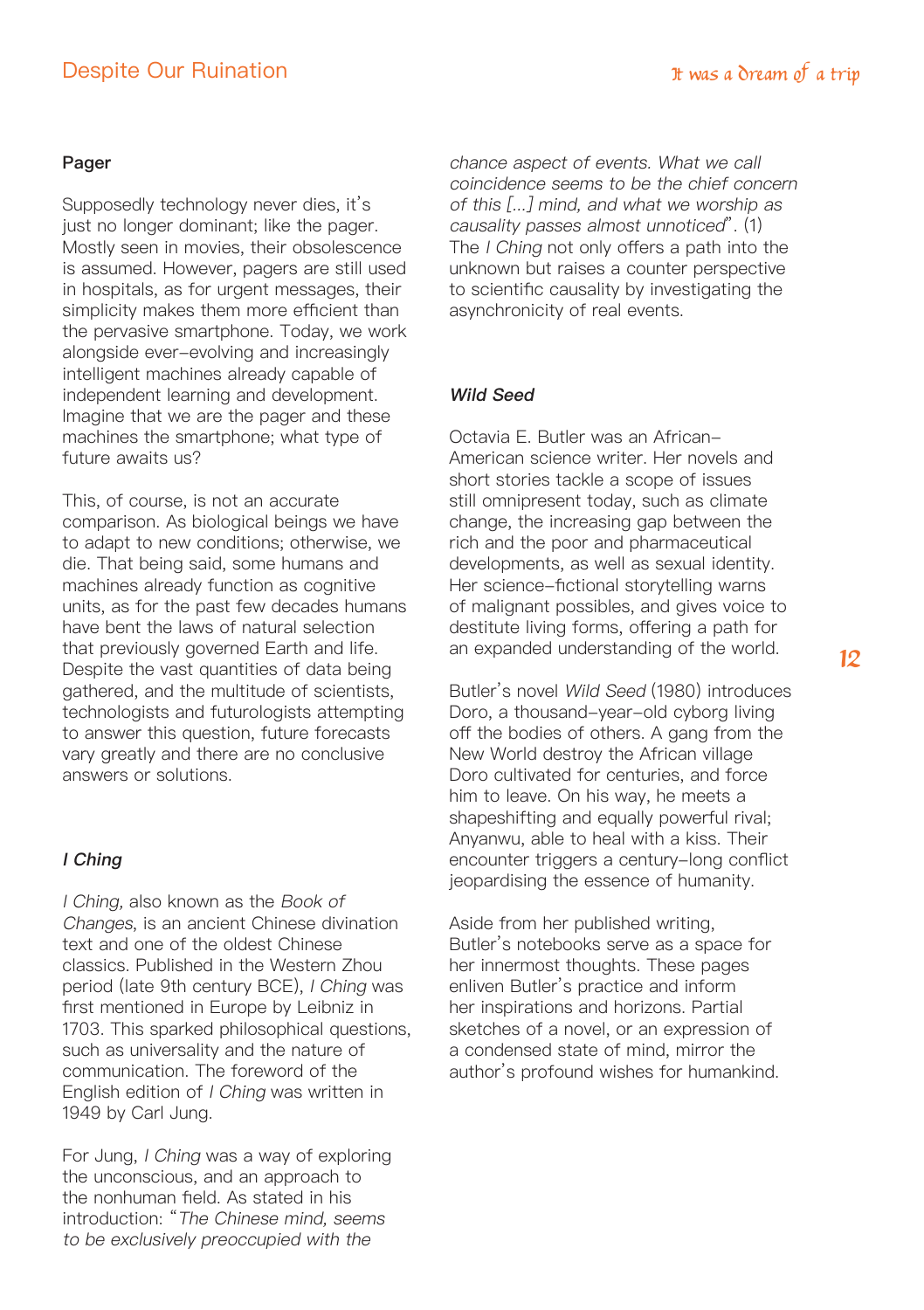### Pager

Supposedly technology never dies, it's just no longer dominant; like the pager. Mostly seen in movies, their obsolescence is assumed. However, pagers are still used in hospitals, as for urgent messages, their simplicity makes them more efficient than the pervasive smartphone. Today, we work alongside ever-evolving and increasingly intelligent machines already capable of independent learning and development. Imagine that we are the pager and these machines the smartphone; what type of future awaits us?

This, of course, is not an accurate comparison. As biological beings we have to adapt to new conditions; otherwise, we die. That being said, some humans and machines already function as cognitive units, as for the past few decades humans have bent the laws of natural selection that previously governed Earth and life. Despite the vast quantities of data being gathered, and the multitude of scientists, technologists and futurologists attempting to answer this question, future forecasts vary greatly and there are no conclusive answers or solutions.

### *I Ching*

*I Ching,* also known as the *Book of Changes,* is an ancient Chinese divination text and one of the oldest Chinese classics. Published in the Western Zhou period (late 9th century BCE), *I Ching* was first mentioned in Europe by Leibniz in 1703. This sparked philosophical questions, such as universality and the nature of communication. The foreword of the English edition of *I Ching* was written in 1949 by Carl Jung.

For Jung, *I Ching* was a way of exploring the unconscious, and an approach to the nonhuman field. As stated in his introduction: "*The Chinese mind, seems to be exclusively preoccupied with the chance aspect of events. What we call coincidence seems to be the chief concern of this [...] mind, and what we worship as causality passes almost unnoticed*". (1) The *I Ching* not only offers a path into the unknown but raises a counter perspective to scientific causality by investigating the asynchronicity of real events.

### *Wild Seed*

Octavia E. Butler was an African-American science writer. Her novels and short stories tackle a scope of issues still omnipresent today, such as climate change, the increasing gap between the rich and the poor and pharmaceutical developments, as well as sexual identity. Her science-fictional storytelling warns of malignant possibles, and gives voice to destitute living forms, offering a path for an expanded understanding of the world.

Butler's novel *Wild Seed* (1980) introduces Doro, a thousand-year-old cyborg living off the bodies of others. A gang from the New World destroy the African village Doro cultivated for centuries, and force him to leave. On his way, he meets a shapeshifting and equally powerful rival; Anyanwu, able to heal with a kiss. Their encounter triggers a century-long conflict jeopardising the essence of humanity.

Aside from her published writing, Butler's notebooks serve as a space for her innermost thoughts. These pages enliven Butler's practice and inform her inspirations and horizons. Partial sketches of a novel, or an expression of a condensed state of mind, mirror the author's profound wishes for humankind.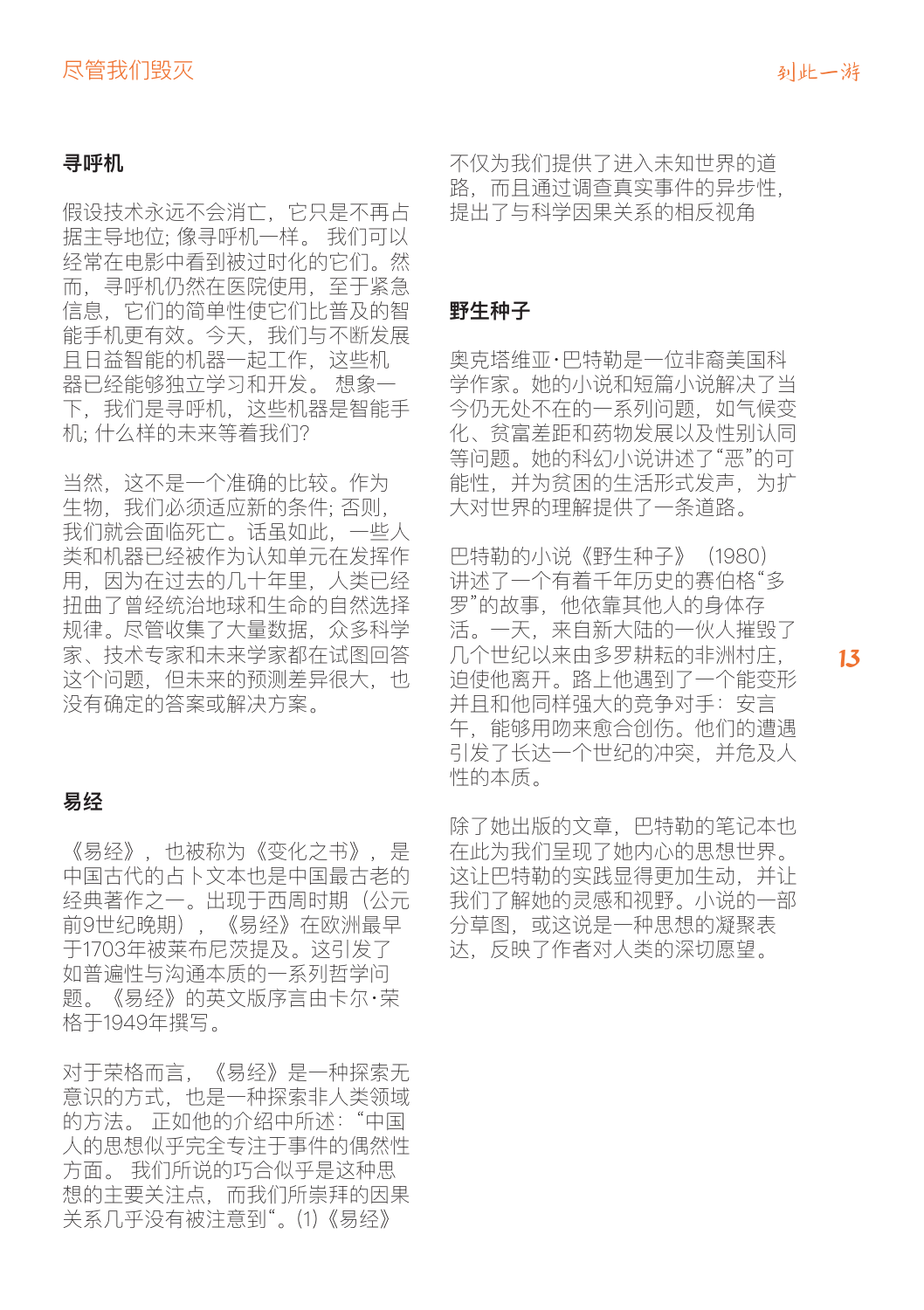### 寻呼机

假设技术永远不会消亡，它只是不再占据主导地位; 像寻呼机一样。 我们可以经常在电影中看到被过时化的它们。然而，寻呼机仍然在医院使用，至于紧急信息，它们的简单性使它们比普及的智能手机更有效。今天，我们与不断发展且日益智能的机器一起工作，这些机器已经能够独立学习和开发。 想象一下，我们是寻呼机，这些机器是智能手机; 什么样的未来等着我们?

当然，这不是一个准确的比较。作为生物，我们必须适应新的条件; 否则，我们就会面临死亡。话虽如此，一些人类和机器已经被作为认知单元在发挥作用，因为在过去的几十年里，人类已经扭曲了曾经统治地球和生命的自然选择规律。尽管收集了大量数据，众多科学家、技术专家和未来学家都在试图回答这个问题，但未来的预测差异很大，也没有确定的答案或解决方案。

### 易经

《易经》，也被称为《变化之书》，是中国古代的占卜文本也是中国最古老的经典著作之一。出现于西周时期（公元前9世纪晚期），《易经》在欧洲最早于1703年被莱布尼茨提及。这引发了如普遍性与沟通本质的一系列哲学问题。《易经》的英文版序言由卡尔·荣格于1949年撰写。

对于荣格而言，《易经》是一种探索无意识的方式，也是一种探索非人类领域的方法。 正如他的介绍中所述："中国人的思想似乎完全专注于事件的偶然性方面。 我们所说的巧合似乎是这种思想的主要关注点，而我们所崇拜的因果关系几乎没有被注意到"。(1)《易经》不仅为我们提供了进入未知世界的道路，而且通过调查真实事件的异步性，提出了与科学因果关系的相反视角

### 野生种子

奥克塔维亚·巴特勒是一位非裔美国科学作家。她的小说和短篇小说解决了当今仍无处不在的一系列问题，如气候变化、贫富差距和药物发展以及性别认同等问题。她的科幻小说讲述了"恶"的可能性，并为贫困的生活形式发声，为扩大对世界的理解提供了一条道路。

巴特勒的小说《野生种子》（1980）讲述了一个有着千年历史的赛伯格"多罗"的故事，他依靠其他人的身体存活。一天，来自新大陆的一伙人摧毁了几个世纪以来由多罗耕耘的非洲村庄，迫使他离开。路上他遇到了一个能变形并且和他同样强大的竞争对手：安言午，能够用吻来愈合创伤。他们的遭遇引发了长达一个世纪的冲突，并危及人性的本质。

除了她出版的文章，巴特勒的笔记本也在此为我们呈现了她内心的思想世界。这让巴特勒的实践显得更加生动，并让我们了解她的灵感和视野。小说的一部分草图，或这说是一种思想的凝聚表达，反映了作者对人类的深切愿望。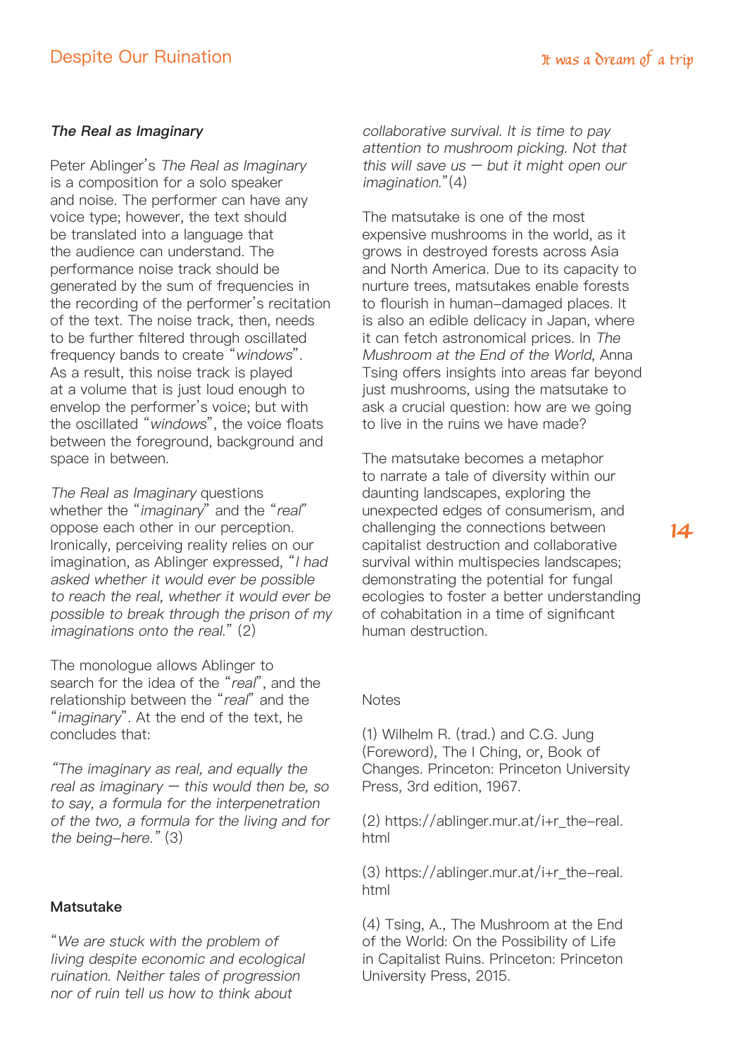### *The Real as Imaginary*

Peter Ablinger's *The Real as Imaginary* is a composition for a solo speaker and noise. The performer can have any voice type; however, the text should be translated into a language that the audience can understand. The performance noise track should be generated by the sum of frequencies in the recording of the performer's recitation of the text. The noise track, then, needs to be further filtered through oscillated frequency bands to create "*windows*". As a result, this noise track is played at a volume that is just loud enough to envelop the performer's voice; but with the oscillated "*windows*", the voice floats between the foreground, background and space in between.

*The Real as Imaginary* questions whether the "*imaginary*" and the "*real*" oppose each other in our perception. Ironically, perceiving reality relies on our imagination, as Ablinger expressed, "*I had asked whether it would ever be possible to reach the real, whether it would ever be possible to break through the prison of my imaginations onto the real.*" (2)

The monologue allows Ablinger to search for the idea of the "*real*", and the relationship between the "*real*" and the "*imaginary*". At the end of the text, he concludes that:

*"The imaginary as real, and equally the real as imaginary — this would then be, so to say, a formula for the interpenetration of the two, a formula for the living and for the being-here."* (3)

### Matsutake

"*We are stuck with the problem of living despite economic and ecological ruination. Neither tales of progression nor of ruin tell us how to think about collaborative survival. It is time to pay attention to mushroom picking. Not that this will save us — but it might open our imagination.*" (4)

The matsutake is one of the most expensive mushrooms in the world, as it grows in destroyed forests across Asia and North America. Due to its capacity to nurture trees, matsutakes enable forests to flourish in human-damaged places. It is also an edible delicacy in Japan, where it can fetch astronomical prices. In *The Mushroom at the End of the World*, Anna Tsing offers insights into areas far beyond just mushrooms, using the matsutake to ask a crucial question: how are we going to live in the ruins we have made?

The matsutake becomes a metaphor to narrate a tale of diversity within our daunting landscapes, exploring the unexpected edges of consumerism, and challenging the connections between capitalist destruction and collaborative survival within multispecies landscapes; demonstrating the potential for fungal ecologies to foster a better understanding of cohabitation in a time of significant human destruction.

Notes

(1) Wilhelm R. (trad.) and C.G. Jung (Foreword), The I Ching, or, Book of Changes. Princeton: Princeton University Press, 3rd edition, 1967.

(2) https://ablinger.mur.at/i+r_the-real.html

(3) https://ablinger.mur.at/i+r_the-real.html

(4) Tsing, A., The Mushroom at the End of the World: On the Possibility of Life in Capitalist Ruins. Princeton: Princeton University Press, 2015.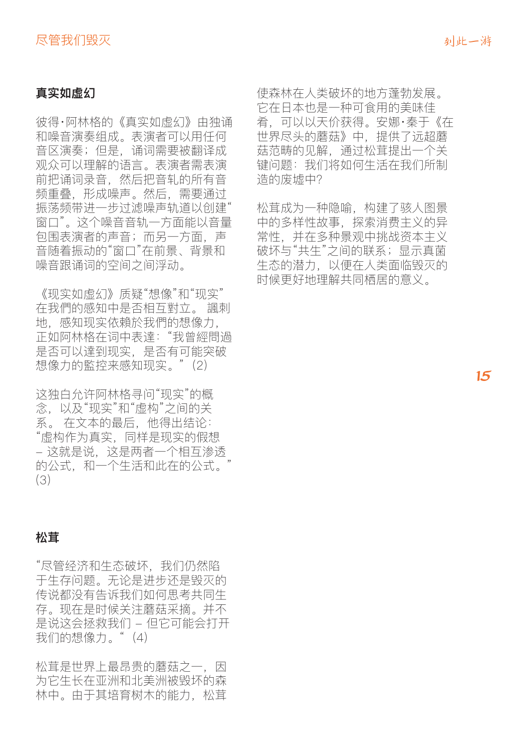## 真实如虚幻

彼得·阿林格的《真实如虚幻》由独诵和噪音演奏组成。表演者可以用任何音区演奏；但是，诵词需要被翻译成观众可以理解的语言。表演者需表演前把诵词录音，然后把音轨的所有音频重叠，形成噪声。然后，需要通过振荡频带进一步过滤噪声轨道以创建“窗口”。这个噪音音轨一方面能以音量包围表演者的声音；而另一方面，声音随着振动的“窗口”在前景、背景和噪音跟诵词的空间之间浮动。

《现实如虚幻》质疑“想像”和“现实”在我們的感知中是否相互對立。 諷刺地，感知现实依赖於我們的想像力，正如阿林格在词中表達：“我曾經問過是否可以達到现实，是否有可能突破想像力的監控来感知现实。”（2）

这独白允许阿林格寻问“现实”的概念，以及“现实”和“虚构”之间的关系。 在文本的最后，他得出结论：“虚构作为真实，同样是现实的假想 – 这就是说，这是两者一个相互渗透的公式，和一个生活和此在的公式。”（3）

## 松茸

“尽管经济和生态破坏，我们仍然陷于生存问题。无论是进步还是毁灭的传说都没有告诉我们如何思考共同生存。现在是时候关注蘑菇采摘。并不是说这会拯救我们 – 但它可能会打开我们的想像力。“（4）

松茸是世界上最昂贵的蘑菇之一，因为它生长在亚洲和北美洲被毁坏的森林中。由于其培育树木的能力，松茸使森林在人类破坏的地方蓬勃发展。它在日本也是一种可食用的美味佳肴，可以以天价获得。安娜·秦于《在世界尽头的蘑菇》中，提供了远超蘑菇范畴的见解，通过松茸提出一个关键问题：我们将如何生活在我们所制造的废墟中？

松茸成为一种隐喻，构建了骇人图景中的多样性故事，探索消费主义的异常性，并在多种景观中挑战资本主义破坏与“共生”之间的联系；显示真菌生态的潜力，以便在人类面临毁灭的时候更好地理解共同栖居的意义。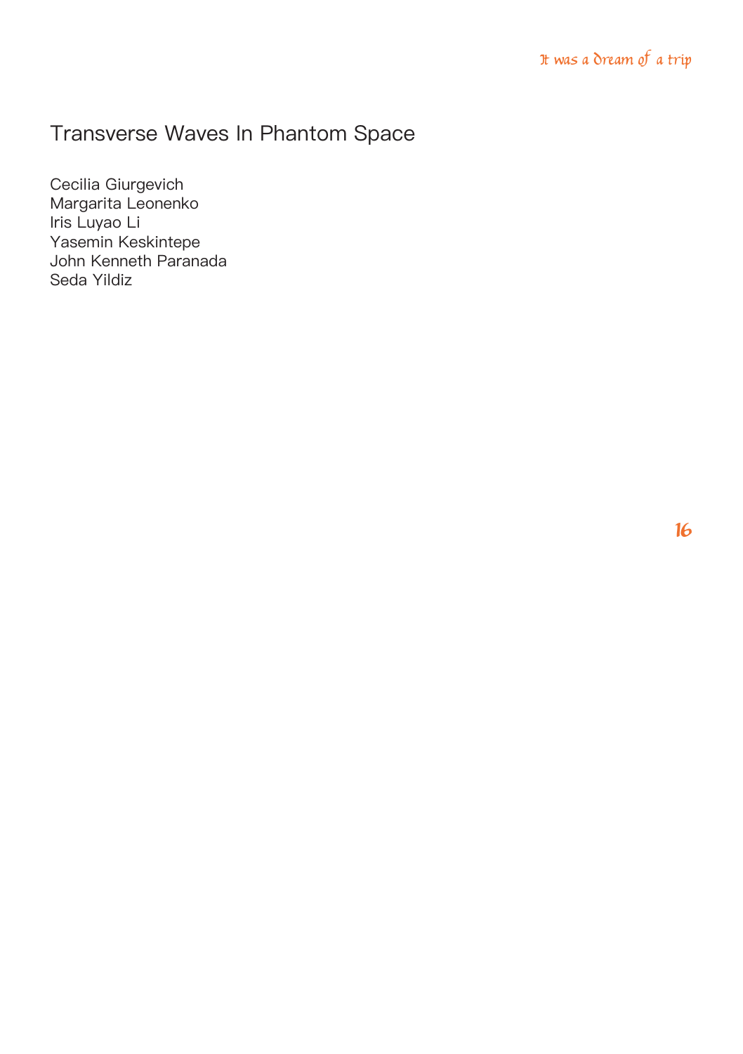# Transverse Waves In Phantom Space

Cecilia Giurgevich  
Margarita Leonenko  
Iris Luyao Li  
Yasemin Keskintepe  
John Kenneth Paranada  
Seda Yildiz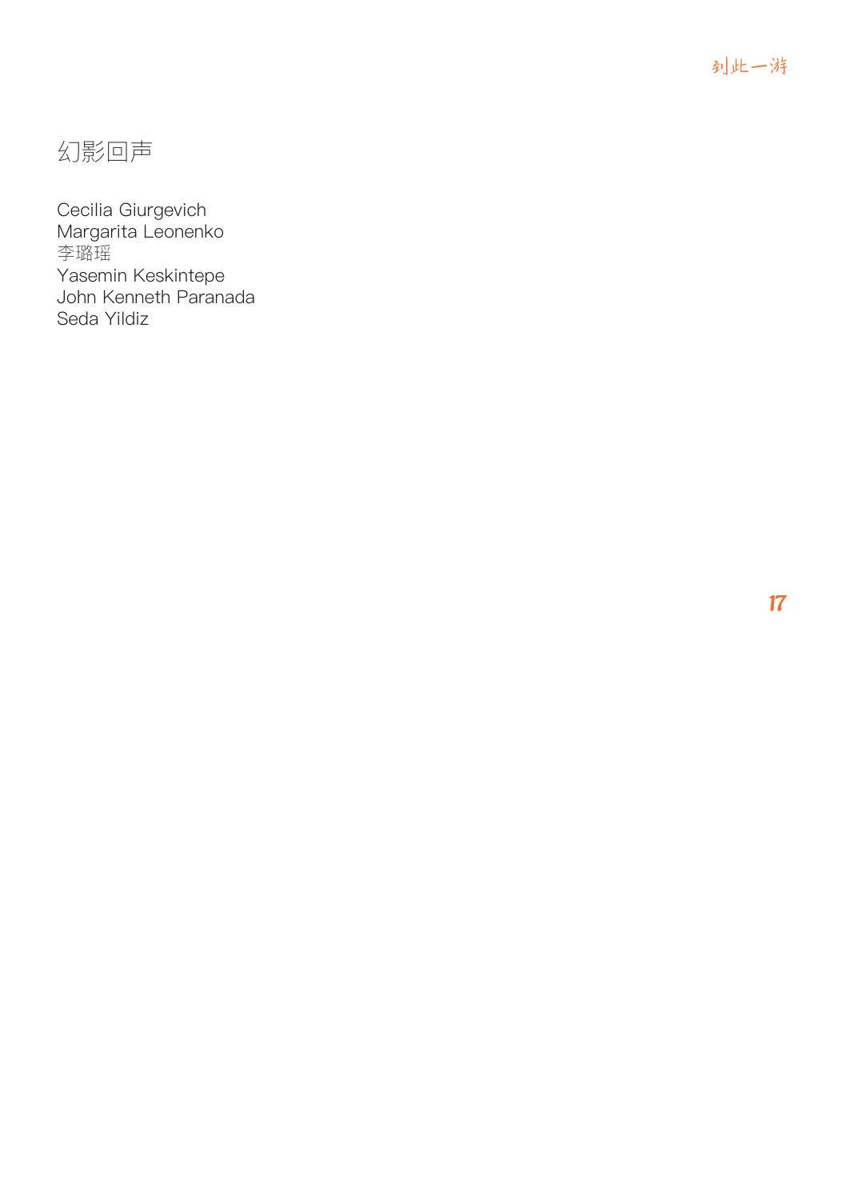# 幻影回声

Cecilia Giurgevich
Margarita Leonenko
李璐瑶
Yasemin Keskintepe
John Kenneth Paranada
Seda Yildiz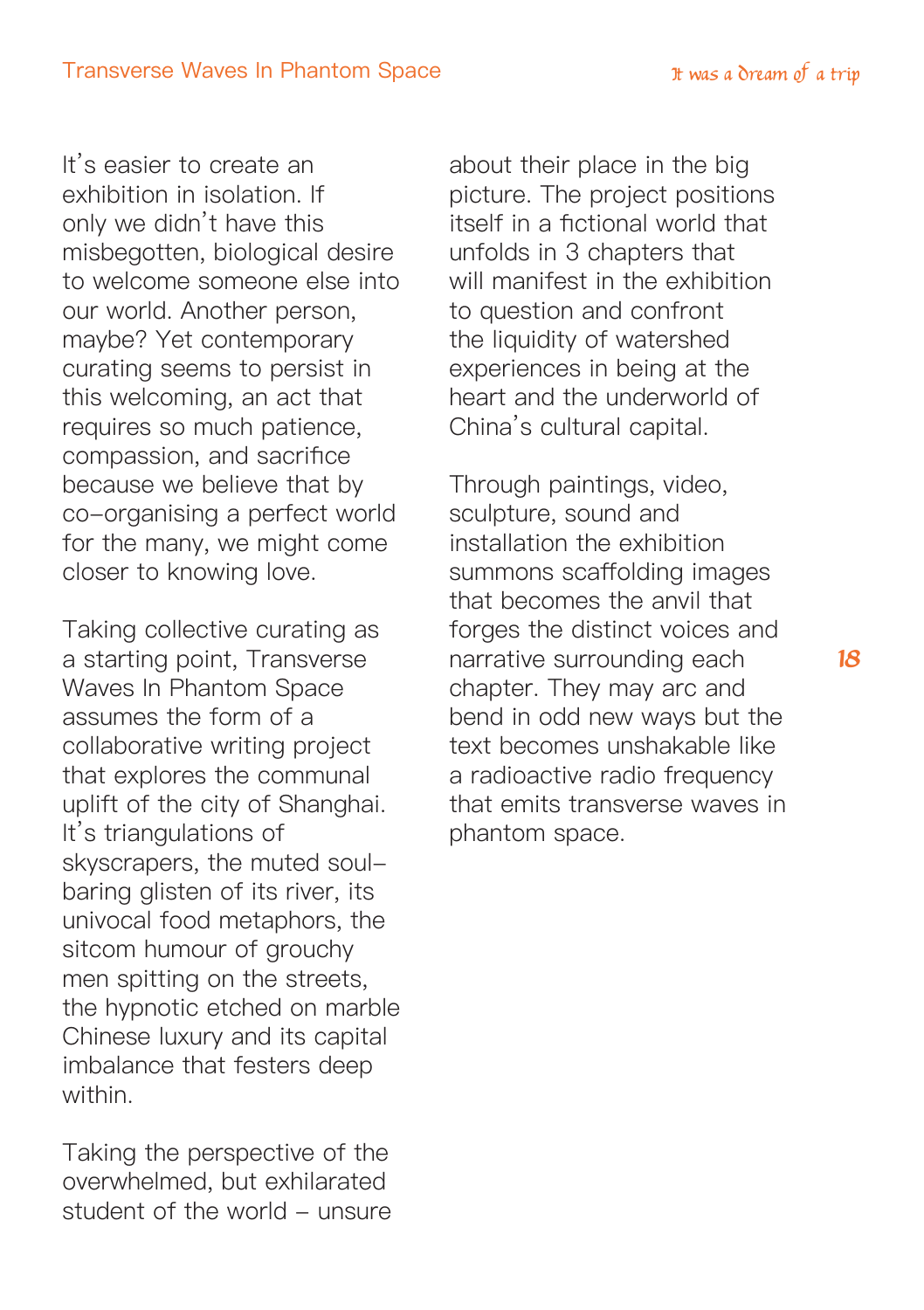It's easier to create an exhibition in isolation. If only we didn't have this misbegotten, biological desire to welcome someone else into our world. Another person, maybe? Yet contemporary curating seems to persist in this welcoming, an act that requires so much patience, compassion, and sacrifice because we believe that by co-organising a perfect world for the many, we might come closer to knowing love.

Taking collective curating as a starting point, Transverse Waves In Phantom Space assumes the form of a collaborative writing project that explores the communal uplift of the city of Shanghai. It's triangulations of skyscrapers, the muted soul-baring glisten of its river, its univocal food metaphors, the sitcom humour of grouchy men spitting on the streets, the hypnotic etched on marble Chinese luxury and its capital imbalance that festers deep within.

Taking the perspective of the overwhelmed, but exhilarated student of the world – unsure about their place in the big picture. The project positions itself in a fictional world that unfolds in 3 chapters that will manifest in the exhibition to question and confront the liquidity of watershed experiences in being at the heart and the underworld of China's cultural capital.

Through paintings, video, sculpture, sound and installation the exhibition summons scaffolding images that becomes the anvil that forges the distinct voices and narrative surrounding each chapter. They may arc and bend in odd new ways but the text becomes unshakable like a radioactive radio frequency that emits transverse waves in phantom space.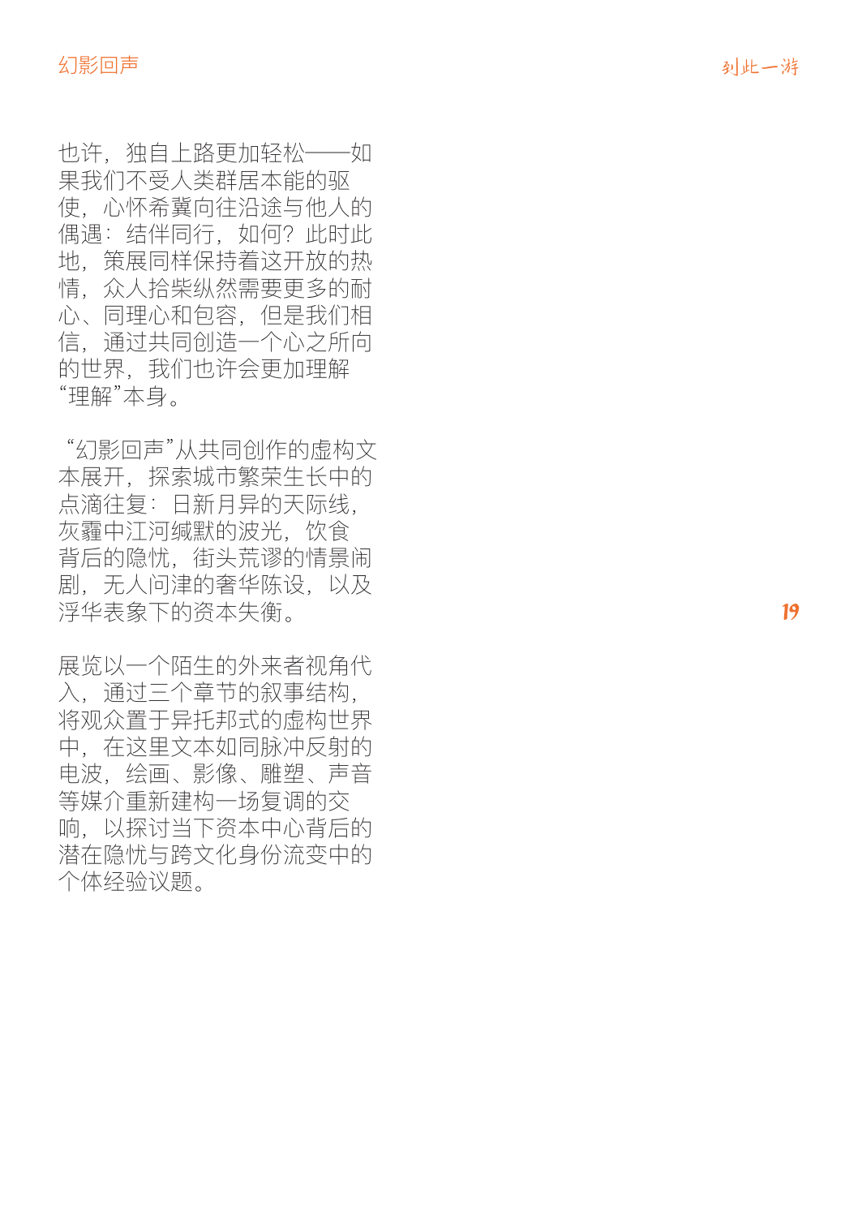也许，独自上路更加轻松——如果我们不受人类群居本能的驱使，心怀希冀向往沿途与他人的偶遇：结伴同行，如何？此时此地，策展同样保持着这开放的热情，众人拾柴纵然需要更多的耐心、同理心和包容，但是我们相信，通过共同创造一个心之所向的世界，我们也许会更加理解“理解”本身。

“幻影回声”从共同创作的虚构文本展开，探索城市繁荣生长中的点滴往复：日新月异的天际线，灰霾中江河缄默的波光，饮食背后的隐忧，街头荒谬的情景闹剧，无人问津的奢华陈设，以及浮华表象下的资本失衡。

展览以一个陌生的外来者视角代入，通过三个章节的叙事结构，将观众置于异托邦式的虚构世界中，在这里文本如同脉冲反射的电波，绘画、影像、雕塑、声音等媒介重新建构一场复调的交响，以探讨当下资本中心背后的潜在隐忧与跨文化身份流变中的个体经验议题。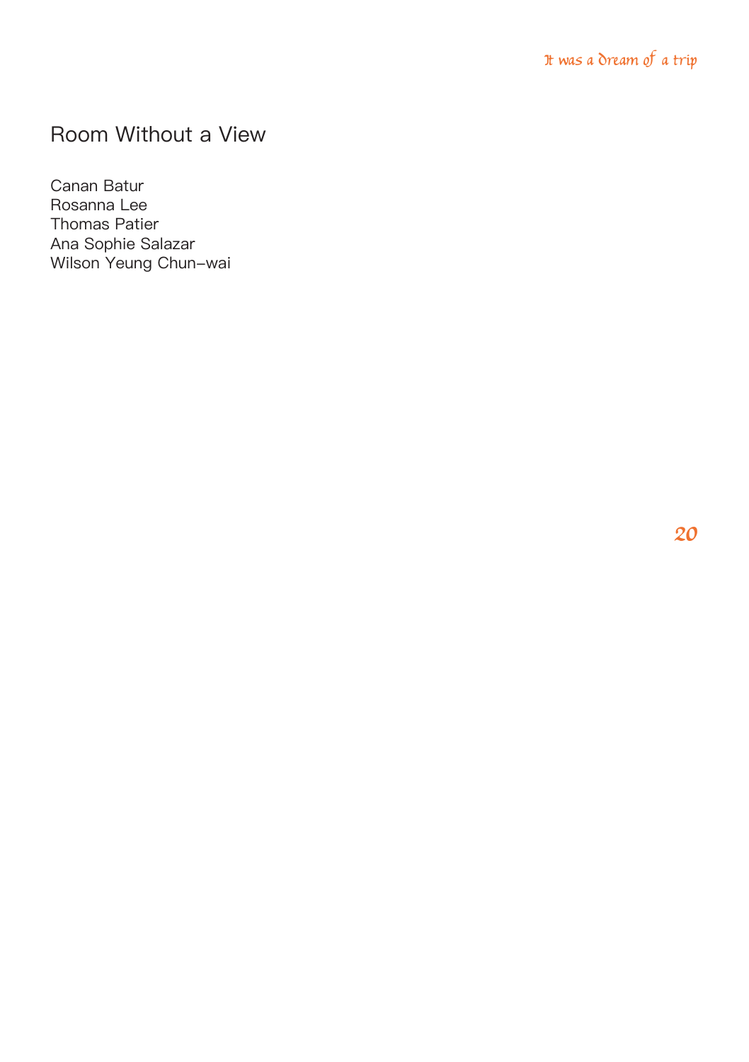## Room Without a View

Canan Batur  
Rosanna Lee  
Thomas Patier  
Ana Sophie Salazar  
Wilson Yeung Chun-wai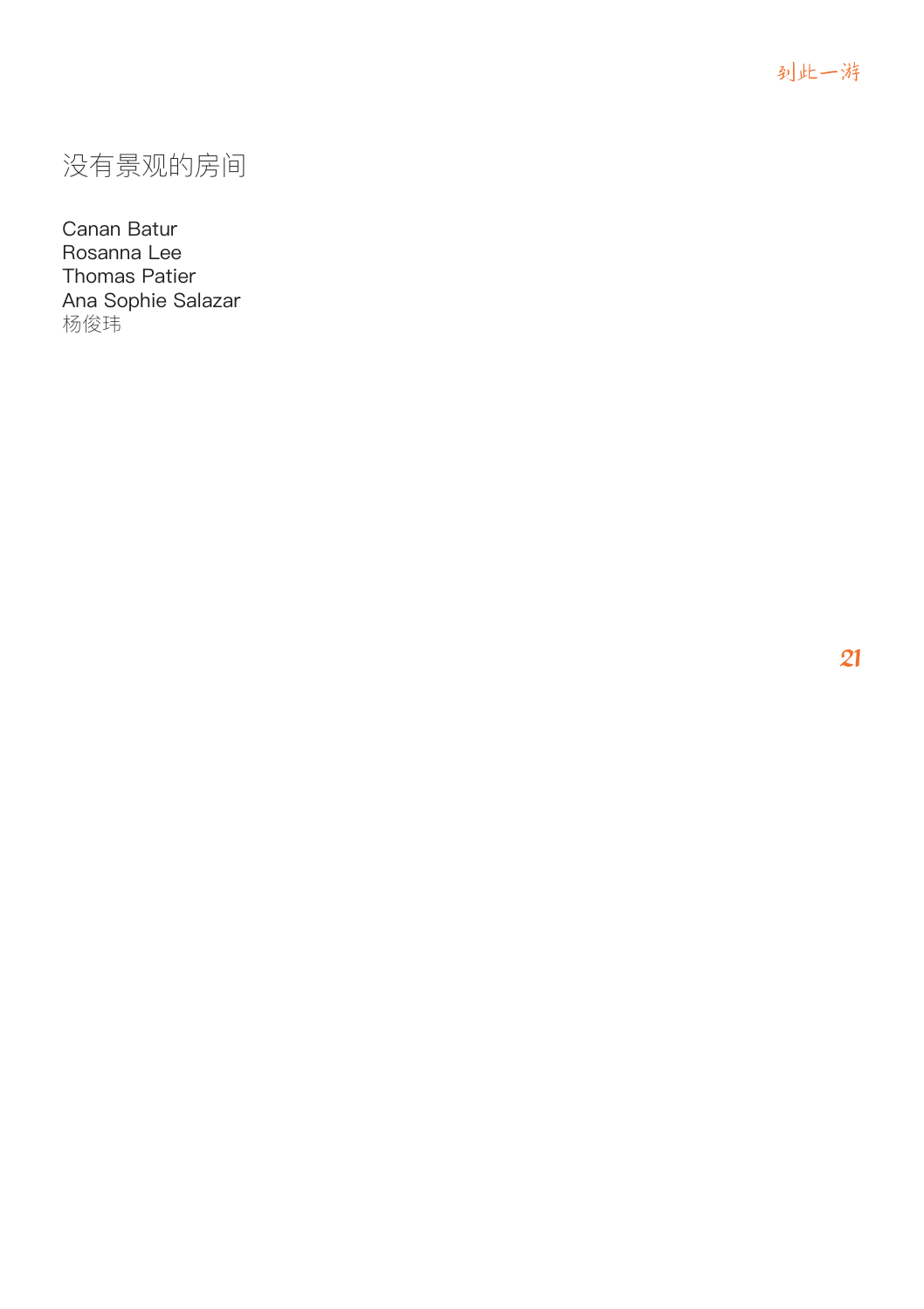# 没有景观的房间

Canan Batur
Rosanna Lee
Thomas Patier
Ana Sophie Salazar
杨俊玮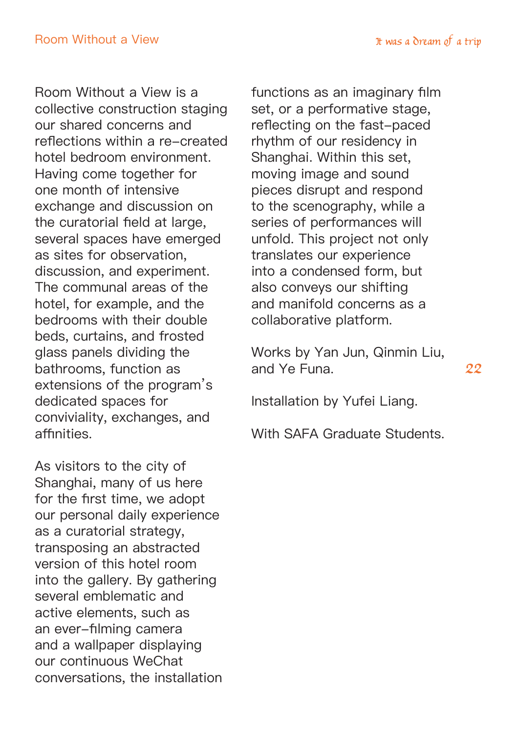# Room Without a View

Room Without a View is a collective construction staging our shared concerns and reflections within a re-created hotel bedroom environment. Having come together for one month of intensive exchange and discussion on the curatorial field at large, several spaces have emerged as sites for observation, discussion, and experiment. The communal areas of the hotel, for example, and the bedrooms with their double beds, curtains, and frosted glass panels dividing the bathrooms, function as extensions of the program's dedicated spaces for conviviality, exchanges, and affinities.

As visitors to the city of Shanghai, many of us here for the first time, we adopt our personal daily experience as a curatorial strategy, transposing an abstracted version of this hotel room into the gallery. By gathering several emblematic and active elements, such as an ever-filming camera and a wallpaper displaying our continuous WeChat conversations, the installation functions as an imaginary film set, or a performative stage, reflecting on the fast-paced rhythm of our residency in Shanghai. Within this set, moving image and sound pieces disrupt and respond to the scenography, while a series of performances will unfold. This project not only translates our experience into a condensed form, but also conveys our shifting and manifold concerns as a collaborative platform.

Works by Yan Jun, Qinmin Liu, and Ye Funa.

Installation by Yufei Liang.

With SAFA Graduate Students.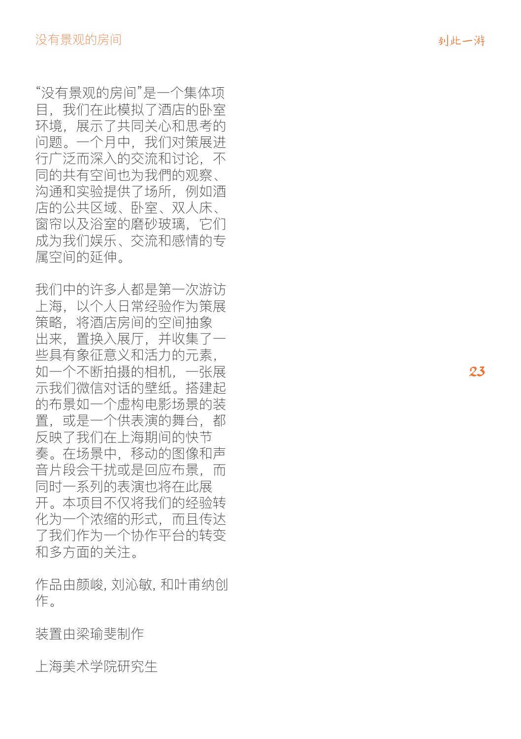“没有景观的房间”是一个集体项目，我们在此模拟了酒店的卧室环境，展示了共同关心和思考的问题。一个月中，我们对策展进行广泛而深入的交流和讨论，不同的共有空间也为我們的观察、沟通和实验提供了场所，例如酒店的公共区域、卧室、双人床、窗帘以及浴室的磨砂玻璃，它们成为我们娱乐、交流和感情的专属空间的延伸。

我们中的许多人都是第一次游访上海，以个人日常经验作为策展策略，将酒店房间的空间抽象出来，置换入展厅，并收集了一些具有象征意义和活力的元素，如一个不断拍摄的相机，一张展示我们微信对话的壁纸。搭建起的布景如一个虚构电影场景的装置，或是一个供表演的舞台，都反映了我们在上海期间的快节奏。在场景中，移动的图像和声音片段会干扰或是回应布景，而同时一系列的表演也将在此展开。本项目不仅将我们的经验转化为一个浓缩的形式，而且传达了我们作为一个协作平台的转变和多方面的关注。

作品由颜峻, 刘沁敏, 和叶甫纳创作。

装置由梁瑜斐制作

上海美术学院研究生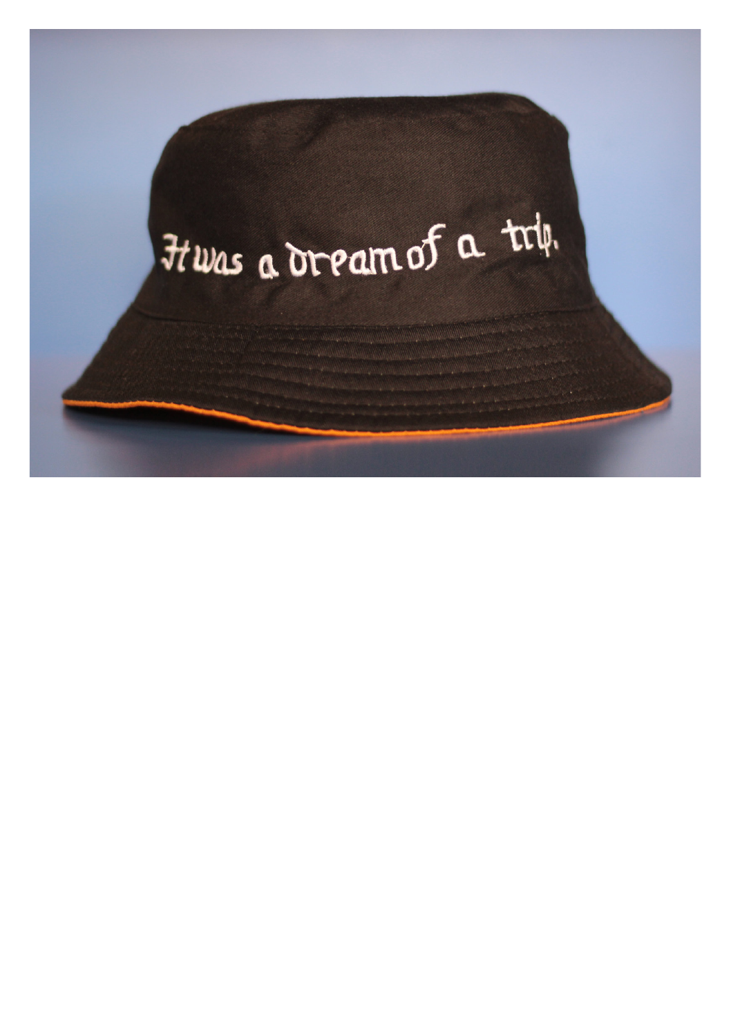It was a dream of a trip.